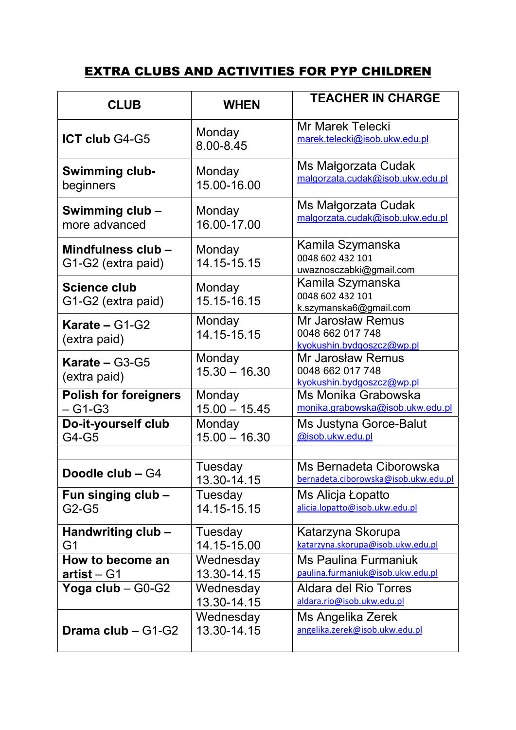# EXTRA CLUBS AND ACTIVITIES FOR PYP CHILDREN

| CLUB | WHEN | TEACHER IN CHARGE |
|---|---|---|
| **ICT club** G4-G5 | Monday 8.00-8.45 | Mr Marek Telecki marek.telecki@isob.ukw.edu.pl |
| **Swimming club-** beginners | Monday 15.00-16.00 | Ms Małgorzata Cudak malgorzata.cudak@isob.ukw.edu.pl |
| **Swimming club –** more advanced | Monday 16.00-17.00 | Ms Małgorzata Cudak malgorzata.cudak@isob.ukw.edu.pl |
| **Mindfulness club –** G1-G2 (extra paid) | Monday 14.15-15.15 | Kamila Szymanska 0048 602 432 101 uwaznosczabki@gmail.com |
| **Science club** G1-G2 (extra paid) | Monday 15.15-16.15 | Kamila Szymanska 0048 602 432 101 k.szymanska6@gmail.com |
| **Karate –** G1-G2 (extra paid) | Monday 14.15-15.15 | Mr Jarosław Remus 0048 662 017 748 kyokushin.bydgoszcz@wp.pl |
| **Karate –** G3-G5 (extra paid) | Monday 15.30 – 16.30 | Mr Jarosław Remus 0048 662 017 748 kyokushin.bydgoszcz@wp.pl |
| **Polish for foreigners** – G1-G3 | Monday 15.00 – 15.45 | Ms Monika Grabowska monika.grabowska@isob.ukw.edu.pl |
| **Do-it-yourself club** G4-G5 | Monday 15.00 – 16.30 | Ms Justyna Gorce-Balut @isob.ukw.edu.pl |
| | | |
| **Doodle club –** G4 | Tuesday 13.30-14.15 | Ms Bernadeta Ciborowska bernadeta.ciborowska@isob.ukw.edu.pl |
| **Fun singing club –** G2-G5 | Tuesday 14.15-15.15 | Ms Alicja Łopatto alicia.lopatto@isob.ukw.edu.pl |
| **Handwriting club –** G1 | Tuesday 14.15-15.00 | Katarzyna Skorupa katarzyna.skorupa@isob.ukw.edu.pl |
| **How to become an artist** – G1 | Wednesday 13.30-14.15 | Ms Paulina Furmaniuk paulina.furmaniuk@isob.ukw.edu.pl |
| **Yoga club** – G0-G2 | Wednesday 13.30-14.15 | Aldara del Rio Torres aldara.rio@isob.ukw.edu.pl |
| **Drama club –** G1-G2 | Wednesday 13.30-14.15 | Ms Angelika Zerek angelika.zerek@isob.ukw.edu.pl |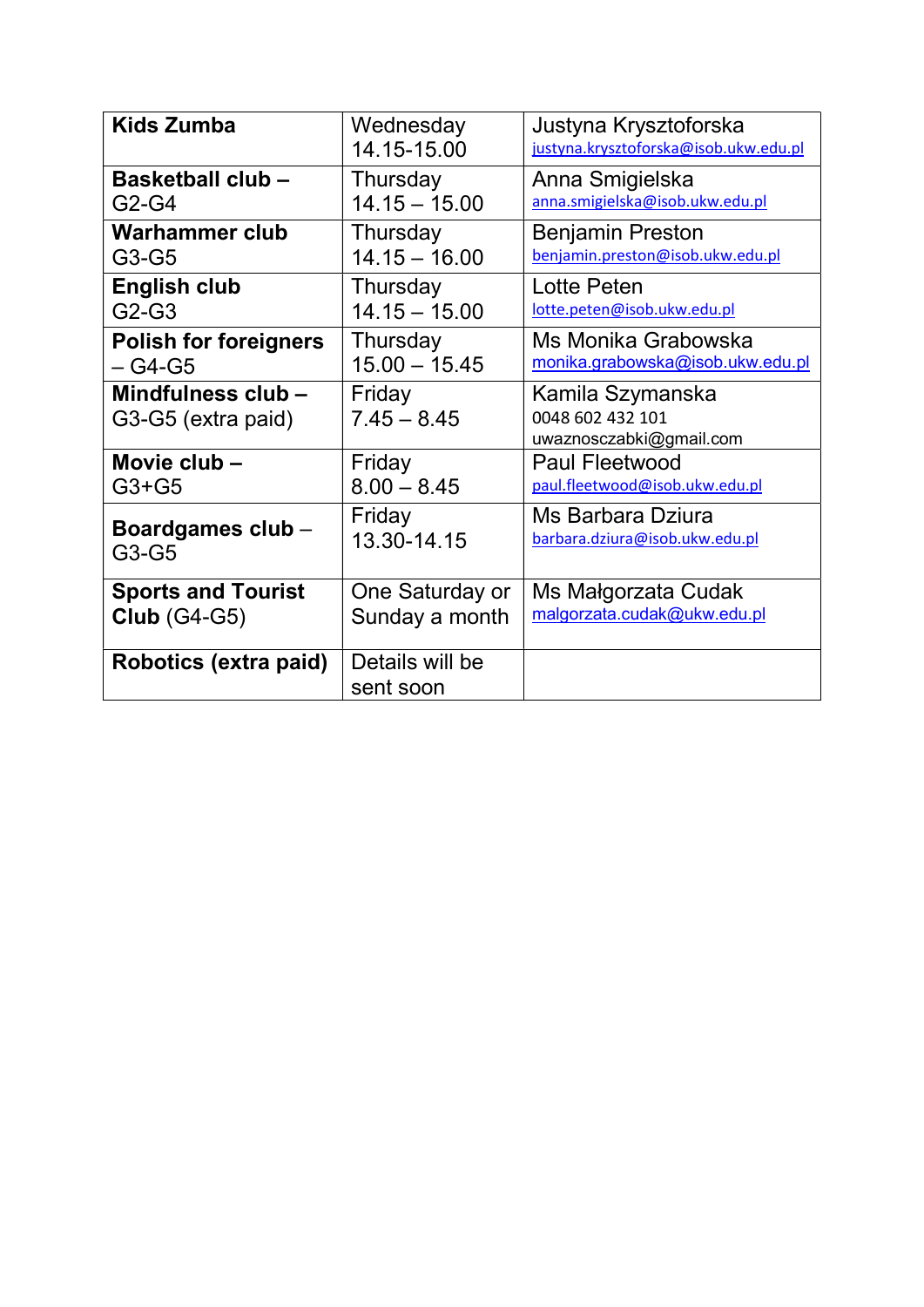| | | |
|---|---|---|
| **Kids Zumba** | Wednesday 14.15-15.00 | Justyna Krysztoforska justyna.krysztoforska@isob.ukw.edu.pl |
| **Basketball club –** G2-G4 | Thursday 14.15 – 15.00 | Anna Smigielska anna.smigielska@isob.ukw.edu.pl |
| **Warhammer club** G3-G5 | Thursday 14.15 – 16.00 | Benjamin Preston benjamin.preston@isob.ukw.edu.pl |
| **English club** G2-G3 | Thursday 14.15 – 15.00 | Lotte Peten lotte.peten@isob.ukw.edu.pl |
| **Polish for foreigners** – G4-G5 | Thursday 15.00 – 15.45 | Ms Monika Grabowska monika.grabowska@isob.ukw.edu.pl |
| **Mindfulness club –** G3-G5 (extra paid) | Friday 7.45 – 8.45 | Kamila Szymanska 0048 602 432 101 uwaznosczabki@gmail.com |
| **Movie club –** G3+G5 | Friday 8.00 – 8.45 | Paul Fleetwood paul.fleetwood@isob.ukw.edu.pl |
| **Boardgames club** – G3-G5 | Friday 13.30-14.15 | Ms Barbara Dziura barbara.dziura@isob.ukw.edu.pl |
| **Sports and Tourist Club** (G4-G5) | One Saturday or Sunday a month | Ms Małgorzata Cudak malgorzata.cudak@ukw.edu.pl |
| **Robotics (extra paid)** | Details will be sent soon | |